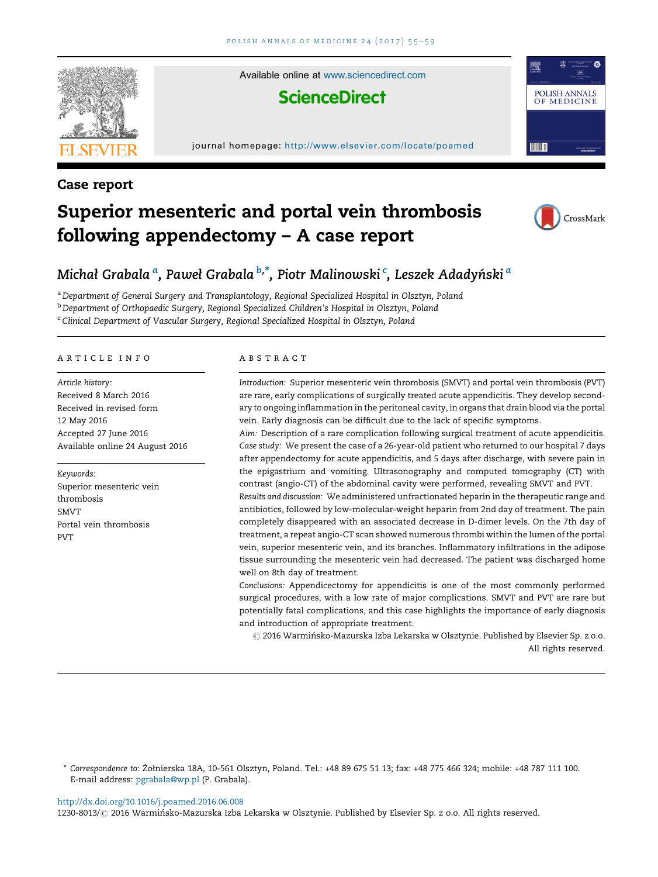Case report

# Superior mesenteric and portal vein thrombosis following appendectomy – A case report

Michał Grabala [a], Paweł Grabala [b,*], Piotr Malinowski [c], Leszek Adadyński [a]

[a] Department of General Surgery and Transplantology, Regional Specialized Hospital in Olsztyn, Poland
[b] Department of Orthopaedic Surgery, Regional Specialized Children's Hospital in Olsztyn, Poland
[c] Clinical Department of Vascular Surgery, Regional Specialized Hospital in Olsztyn, Poland

## ARTICLE INFO

*Article history:*
Received 8 March 2016
Received in revised form
12 May 2016
Accepted 27 June 2016
Available online 24 August 2016

*Keywords:*
Superior mesenteric vein thrombosis
SMVT
Portal vein thrombosis
PVT

## ABSTRACT

*Introduction:* Superior mesenteric vein thrombosis (SMVT) and portal vein thrombosis (PVT) are rare, early complications of surgically treated acute appendicitis. They develop secondary to ongoing inflammation in the peritoneal cavity, in organs that drain blood via the portal vein. Early diagnosis can be difficult due to the lack of specific symptoms.

*Aim:* Description of a rare complication following surgical treatment of acute appendicitis.

*Case study:* We present the case of a 26-year-old patient who returned to our hospital 7 days after appendectomy for acute appendicitis, and 5 days after discharge, with severe pain in the epigastrium and vomiting. Ultrasonography and computed tomography (CT) with contrast (angio-CT) of the abdominal cavity were performed, revealing SMVT and PVT.

*Results and discussion:* We administered unfractionated heparin in the therapeutic range and antibiotics, followed by low-molecular-weight heparin from 2nd day of treatment. The pain completely disappeared with an associated decrease in D-dimer levels. On the 7th day of treatment, a repeat angio-CT scan showed numerous thrombi within the lumen of the portal vein, superior mesenteric vein, and its branches. Inflammatory infiltrations in the adipose tissue surrounding the mesenteric vein had decreased. The patient was discharged home well on 8th day of treatment.

*Conclusions:* Appendicectomy for appendicitis is one of the most commonly performed surgical procedures, with a low rate of major complications. SMVT and PVT are rare but potentially fatal complications, and this case highlights the importance of early diagnosis and introduction of appropriate treatment.

© 2016 Warmińsko-Mazurska Izba Lekarska w Olsztynie. Published by Elsevier Sp. z o.o. All rights reserved.

---

* *Correspondence to:* Żołnierska 18A, 10-561 Olsztyn, Poland. Tel.: +48 89 675 51 13; fax: +48 775 466 324; mobile: +48 787 111 100.
E-mail address: pgrabala@wp.pl (P. Grabala).

http://dx.doi.org/10.1016/j.poamed.2016.06.008
1230-8013/© 2016 Warmińsko-Mazurska Izba Lekarska w Olsztynie. Published by Elsevier Sp. z o.o. All rights reserved.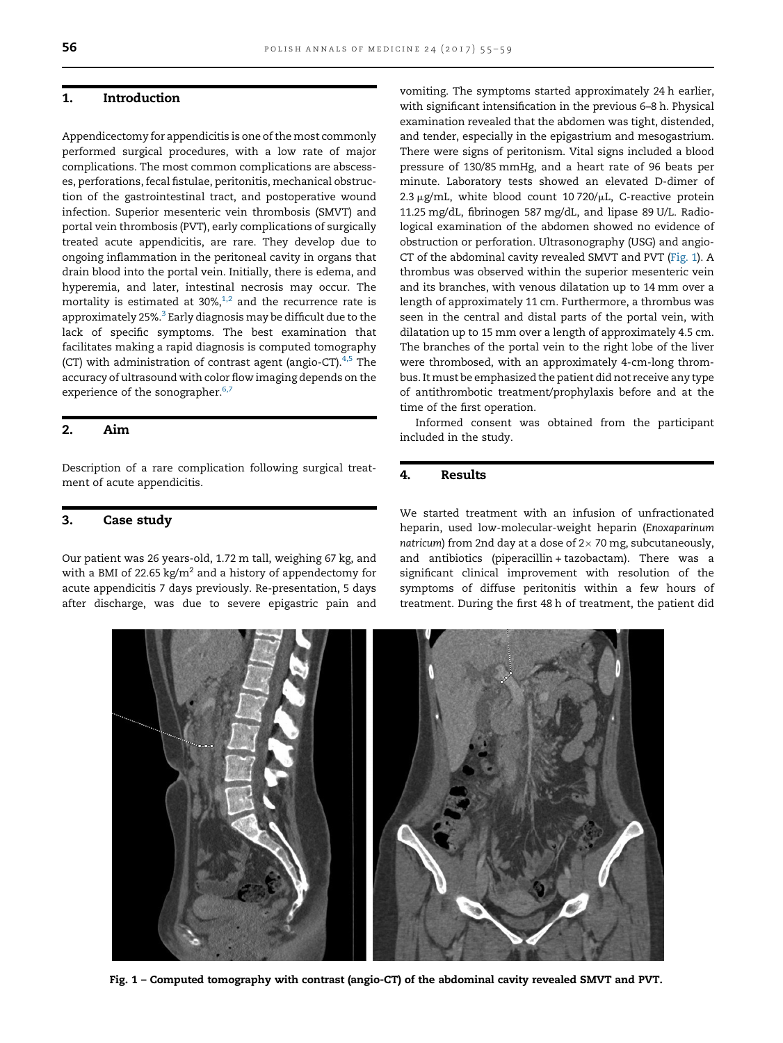## 1. Introduction

Appendicectomy for appendicitis is one of the most commonly performed surgical procedures, with a low rate of major complications. The most common complications are abscesses, perforations, fecal fistulae, peritonitis, mechanical obstruction of the gastrointestinal tract, and postoperative wound infection. Superior mesenteric vein thrombosis (SMVT) and portal vein thrombosis (PVT), early complications of surgically treated acute appendicitis, are rare. They develop due to ongoing inflammation in the peritoneal cavity in organs that drain blood into the portal vein. Initially, there is edema, and hyperemia, and later, intestinal necrosis may occur. The mortality is estimated at 30%,[1,2] and the recurrence rate is approximately 25%.[3] Early diagnosis may be difficult due to the lack of specific symptoms. The best examination that facilitates making a rapid diagnosis is computed tomography (CT) with administration of contrast agent (angio-CT).[4,5] The accuracy of ultrasound with color flow imaging depends on the experience of the sonographer.[6,7]

## 2. Aim

Description of a rare complication following surgical treatment of acute appendicitis.

## 3. Case study

Our patient was 26 years-old, 1.72 m tall, weighing 67 kg, and with a BMI of 22.65 kg/m$^2$ and a history of appendectomy for acute appendicitis 7 days previously. Re-presentation, 5 days after discharge, was due to severe epigastric pain and vomiting. The symptoms started approximately 24 h earlier, with significant intensification in the previous 6–8 h. Physical examination revealed that the abdomen was tight, distended, and tender, especially in the epigastrium and mesogastrium. There were signs of peritonism. Vital signs included a blood pressure of 130/85 mmHg, and a heart rate of 96 beats per minute. Laboratory tests showed an elevated D-dimer of 2.3 μg/mL, white blood count 10 720/μL, C-reactive protein 11.25 mg/dL, fibrinogen 587 mg/dL, and lipase 89 U/L. Radiological examination of the abdomen showed no evidence of obstruction or perforation. Ultrasonography (USG) and angio-CT of the abdominal cavity revealed SMVT and PVT (Fig. 1). A thrombus was observed within the superior mesenteric vein and its branches, with venous dilatation up to 14 mm over a length of approximately 11 cm. Furthermore, a thrombus was seen in the central and distal parts of the portal vein, with dilatation up to 15 mm over a length of approximately 4.5 cm. The branches of the portal vein to the right lobe of the liver were thrombosed, with an approximately 4-cm-long thrombus. It must be emphasized the patient did not receive any type of antithrombotic treatment/prophylaxis before and at the time of the first operation.

Informed consent was obtained from the participant included in the study.

## 4. Results

We started treatment with an infusion of unfractionated heparin, used low-molecular-weight heparin (*Enoxaparinum natricum*) from 2nd day at a dose of 2× 70 mg, subcutaneously, and antibiotics (piperacillin + tazobactam). There was a significant clinical improvement with resolution of the symptoms of diffuse peritonitis within a few hours of treatment. During the first 48 h of treatment, the patient did

**Fig. 1 – Computed tomography with contrast (angio-CT) of the abdominal cavity revealed SMVT and PVT.**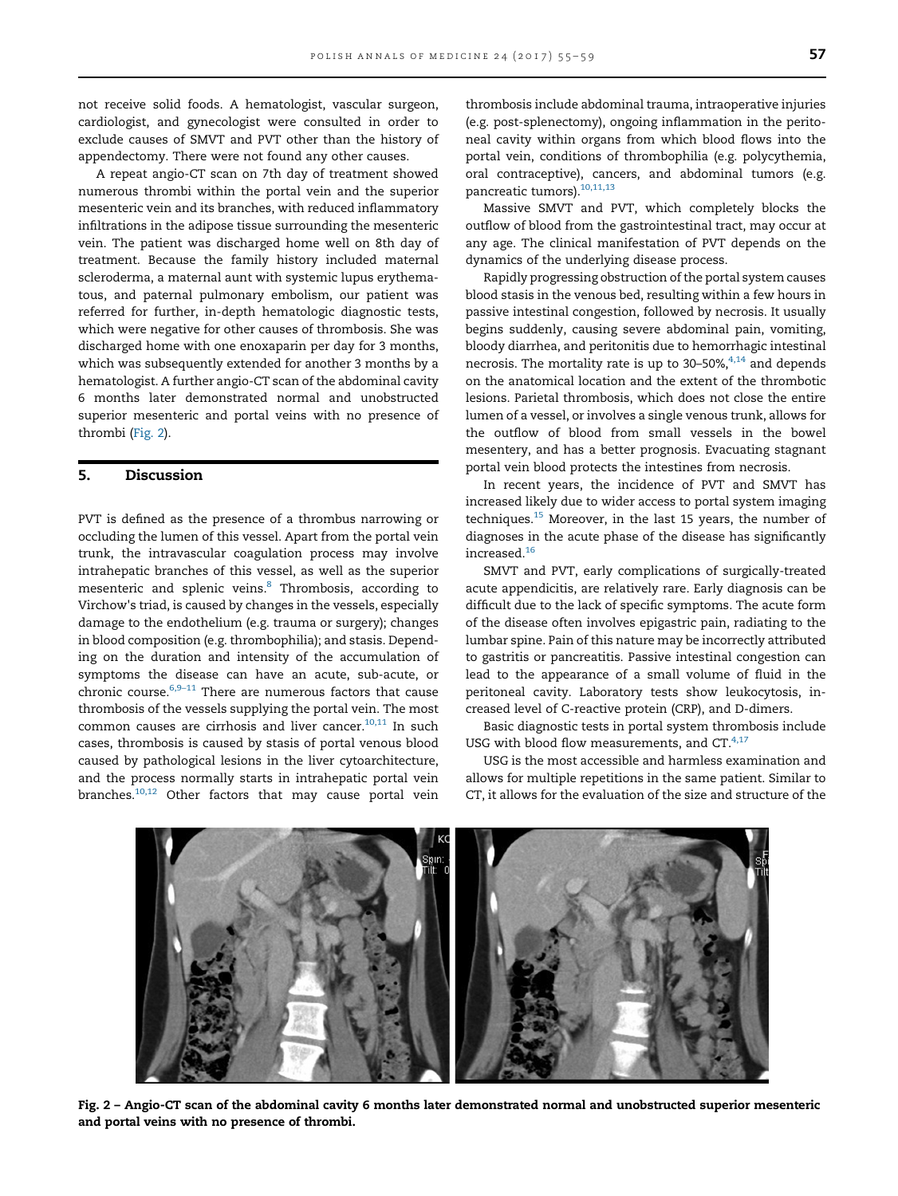not receive solid foods. A hematologist, vascular surgeon, cardiologist, and gynecologist were consulted in order to exclude causes of SMVT and PVT other than the history of appendectomy. There were not found any other causes.

A repeat angio-CT scan on 7th day of treatment showed numerous thrombi within the portal vein and the superior mesenteric vein and its branches, with reduced inflammatory infiltrations in the adipose tissue surrounding the mesenteric vein. The patient was discharged home well on 8th day of treatment. Because the family history included maternal scleroderma, a maternal aunt with systemic lupus erythematous, and paternal pulmonary embolism, our patient was referred for further, in-depth hematologic diagnostic tests, which were negative for other causes of thrombosis. She was discharged home with one enoxaparin per day for 3 months, which was subsequently extended for another 3 months by a hematologist. A further angio-CT scan of the abdominal cavity 6 months later demonstrated normal and unobstructed superior mesenteric and portal veins with no presence of thrombi (Fig. 2).

## 5. Discussion

PVT is defined as the presence of a thrombus narrowing or occluding the lumen of this vessel. Apart from the portal vein trunk, the intravascular coagulation process may involve intrahepatic branches of this vessel, as well as the superior mesenteric and splenic veins.[8] Thrombosis, according to Virchow's triad, is caused by changes in the vessels, especially damage to the endothelium (e.g. trauma or surgery); changes in blood composition (e.g. thrombophilia); and stasis. Depending on the duration and intensity of the accumulation of symptoms the disease can have an acute, sub-acute, or chronic course.[6,9–11] There are numerous factors that cause thrombosis of the vessels supplying the portal vein. The most common causes are cirrhosis and liver cancer.[10,11] In such cases, thrombosis is caused by stasis of portal venous blood caused by pathological lesions in the liver cytoarchitecture, and the process normally starts in intrahepatic portal vein branches.[10,12] Other factors that may cause portal vein thrombosis include abdominal trauma, intraoperative injuries (e.g. post-splenectomy), ongoing inflammation in the peritoneal cavity within organs from which blood flows into the portal vein, conditions of thrombophilia (e.g. polycythemia, oral contraceptive), cancers, and abdominal tumors (e.g. pancreatic tumors).[10,11,13]

Massive SMVT and PVT, which completely blocks the outflow of blood from the gastrointestinal tract, may occur at any age. The clinical manifestation of PVT depends on the dynamics of the underlying disease process.

Rapidly progressing obstruction of the portal system causes blood stasis in the venous bed, resulting within a few hours in passive intestinal congestion, followed by necrosis. It usually begins suddenly, causing severe abdominal pain, vomiting, bloody diarrhea, and peritonitis due to hemorrhagic intestinal necrosis. The mortality rate is up to 30–50%,[4,14] and depends on the anatomical location and the extent of the thrombotic lesions. Parietal thrombosis, which does not close the entire lumen of a vessel, or involves a single venous trunk, allows for the outflow of blood from small vessels in the bowel mesentery, and has a better prognosis. Evacuating stagnant portal vein blood protects the intestines from necrosis.

In recent years, the incidence of PVT and SMVT has increased likely due to wider access to portal system imaging techniques.[15] Moreover, in the last 15 years, the number of diagnoses in the acute phase of the disease has significantly increased.[16]

SMVT and PVT, early complications of surgically-treated acute appendicitis, are relatively rare. Early diagnosis can be difficult due to the lack of specific symptoms. The acute form of the disease often involves epigastric pain, radiating to the lumbar spine. Pain of this nature may be incorrectly attributed to gastritis or pancreatitis. Passive intestinal congestion can lead to the appearance of a small volume of fluid in the peritoneal cavity. Laboratory tests show leukocytosis, increased level of C-reactive protein (CRP), and D-dimers.

Basic diagnostic tests in portal system thrombosis include USG with blood flow measurements, and CT.[4,17]

USG is the most accessible and harmless examination and allows for multiple repetitions in the same patient. Similar to CT, it allows for the evaluation of the size and structure of the

**Fig. 2 – Angio-CT scan of the abdominal cavity 6 months later demonstrated normal and unobstructed superior mesenteric and portal veins with no presence of thrombi.**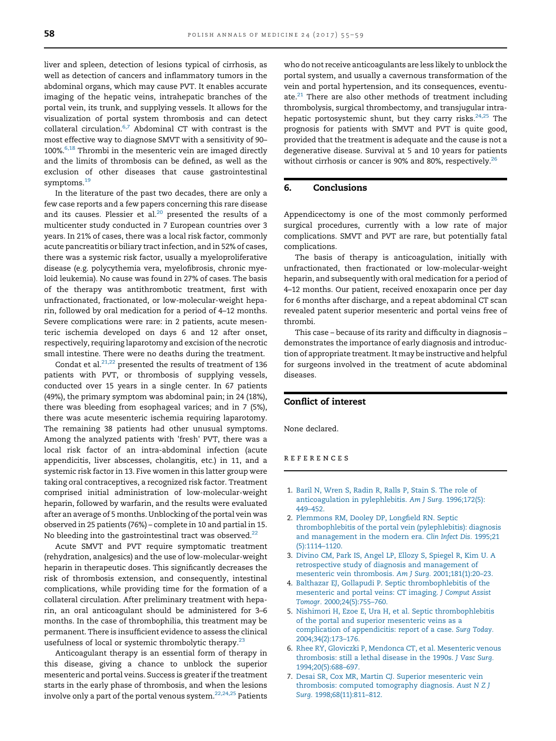liver and spleen, detection of lesions typical of cirrhosis, as well as detection of cancers and inflammatory tumors in the abdominal organs, which may cause PVT. It enables accurate imaging of the hepatic veins, intrahepatic branches of the portal vein, its trunk, and supplying vessels. It allows for the visualization of portal system thrombosis and can detect collateral circulation.[6,7] Abdominal CT with contrast is the most effective way to diagnose SMVT with a sensitivity of 90–100%.[6,18] Thrombi in the mesenteric vein are imaged directly and the limits of thrombosis can be defined, as well as the exclusion of other diseases that cause gastrointestinal symptoms.[19]

In the literature of the past two decades, there are only a few case reports and a few papers concerning this rare disease and its causes. Plessier et al.[20] presented the results of a multicenter study conducted in 7 European countries over 3 years. In 21% of cases, there was a local risk factor, commonly acute pancreatitis or biliary tract infection, and in 52% of cases, there was a systemic risk factor, usually a myeloproliferative disease (e.g. polycythemia vera, myelofibrosis, chronic myeloid leukemia). No cause was found in 27% of cases. The basis of the therapy was antithrombotic treatment, first with unfractionated, fractionated, or low-molecular-weight heparin, followed by oral medication for a period of 4–12 months. Severe complications were rare: in 2 patients, acute mesenteric ischemia developed on days 6 and 12 after onset, respectively, requiring laparotomy and excision of the necrotic small intestine. There were no deaths during the treatment.

Condat et al.[21,22] presented the results of treatment of 136 patients with PVT, or thrombosis of supplying vessels, conducted over 15 years in a single center. In 67 patients (49%), the primary symptom was abdominal pain; in 24 (18%), there was bleeding from esophageal varices; and in 7 (5%), there was acute mesenteric ischemia requiring laparotomy. The remaining 38 patients had other unusual symptoms. Among the analyzed patients with 'fresh' PVT, there was a local risk factor of an intra-abdominal infection (acute appendicitis, liver abscesses, cholangitis, etc.) in 11, and a systemic risk factor in 13. Five women in this latter group were taking oral contraceptives, a recognized risk factor. Treatment comprised initial administration of low-molecular-weight heparin, followed by warfarin, and the results were evaluated after an average of 5 months. Unblocking of the portal vein was observed in 25 patients (76%) – complete in 10 and partial in 15. No bleeding into the gastrointestinal tract was observed.[22]

Acute SMVT and PVT require symptomatic treatment (rehydration, analgesics) and the use of low-molecular-weight heparin in therapeutic doses. This significantly decreases the risk of thrombosis extension, and consequently, intestinal complications, while providing time for the formation of a collateral circulation. After preliminary treatment with heparin, an oral anticoagulant should be administered for 3–6 months. In the case of thrombophilia, this treatment may be permanent. There is insufficient evidence to assess the clinical usefulness of local or systemic thrombolytic therapy.[23]

Anticoagulant therapy is an essential form of therapy in this disease, giving a chance to unblock the superior mesenteric and portal veins. Success is greater if the treatment starts in the early phase of thrombosis, and when the lesions involve only a part of the portal venous system.[22,24,25] Patients who do not receive anticoagulants are less likely to unblock the portal system, and usually a cavernous transformation of the vein and portal hypertension, and its consequences, eventuate.[21] There are also other methods of treatment including thrombolysis, surgical thrombectomy, and transjugular intrahepatic portosystemic shunt, but they carry risks.[24,25] The prognosis for patients with SMVT and PVT is quite good, provided that the treatment is adequate and the cause is not a degenerative disease. Survival at 5 and 10 years for patients without cirrhosis or cancer is 90% and 80%, respectively.[26]

## 6. Conclusions

Appendicectomy is one of the most commonly performed surgical procedures, currently with a low rate of major complications. SMVT and PVT are rare, but potentially fatal complications.

The basis of therapy is anticoagulation, initially with unfractionated, then fractionated or low-molecular-weight heparin, and subsequently with oral medication for a period of 4–12 months. Our patient, received enoxaparin once per day for 6 months after discharge, and a repeat abdominal CT scan revealed patent superior mesenteric and portal veins free of thrombi.

This case – because of its rarity and difficulty in diagnosis – demonstrates the importance of early diagnosis and introduction of appropriate treatment. It may be instructive and helpful for surgeons involved in the treatment of acute abdominal diseases.

## Conflict of interest

None declared.

## References

1. Baril N, Wren S, Radin R, Ralls P, Stain S. The role of anticoagulation in pylephlebitis. *Am J Surg*. 1996;172(5): 449–452.
2. Plemmons RM, Dooley DP, Longfield RN. Septic thrombophlebitis of the portal vein (pylephlebitis): diagnosis and management in the modern era. *Clin Infect Dis*. 1995;21 (5):1114–1120.
3. Divino CM, Park IS, Angel LP, Ellozy S, Spiegel R, Kim U. A retrospective study of diagnosis and management of mesenteric vein thrombosis. *Am J Surg*. 2001;181(1):20–23.
4. Balthazar EJ, Gollapudi P. Septic thrombophlebitis of the mesenteric and portal veins: CT imaging. *J Comput Assist Tomogr*. 2000;24(5):755–760.
5. Nishimori H, Ezoe E, Ura H, et al. Septic thrombophlebitis of the portal and superior mesenteric veins as a complication of appendicitis: report of a case. *Surg Today*. 2004;34(2):173–176.
6. Rhee RY, Gloviczki P, Mendonca CT, et al. Mesenteric venous thrombosis: still a lethal disease in the 1990s. *J Vasc Surg*. 1994;20(5):688–697.
7. Desai SR, Cox MR, Martin CJ. Superior mesenteric vein thrombosis: computed tomography diagnosis. *Aust N Z J Surg*. 1998;68(11):811–812.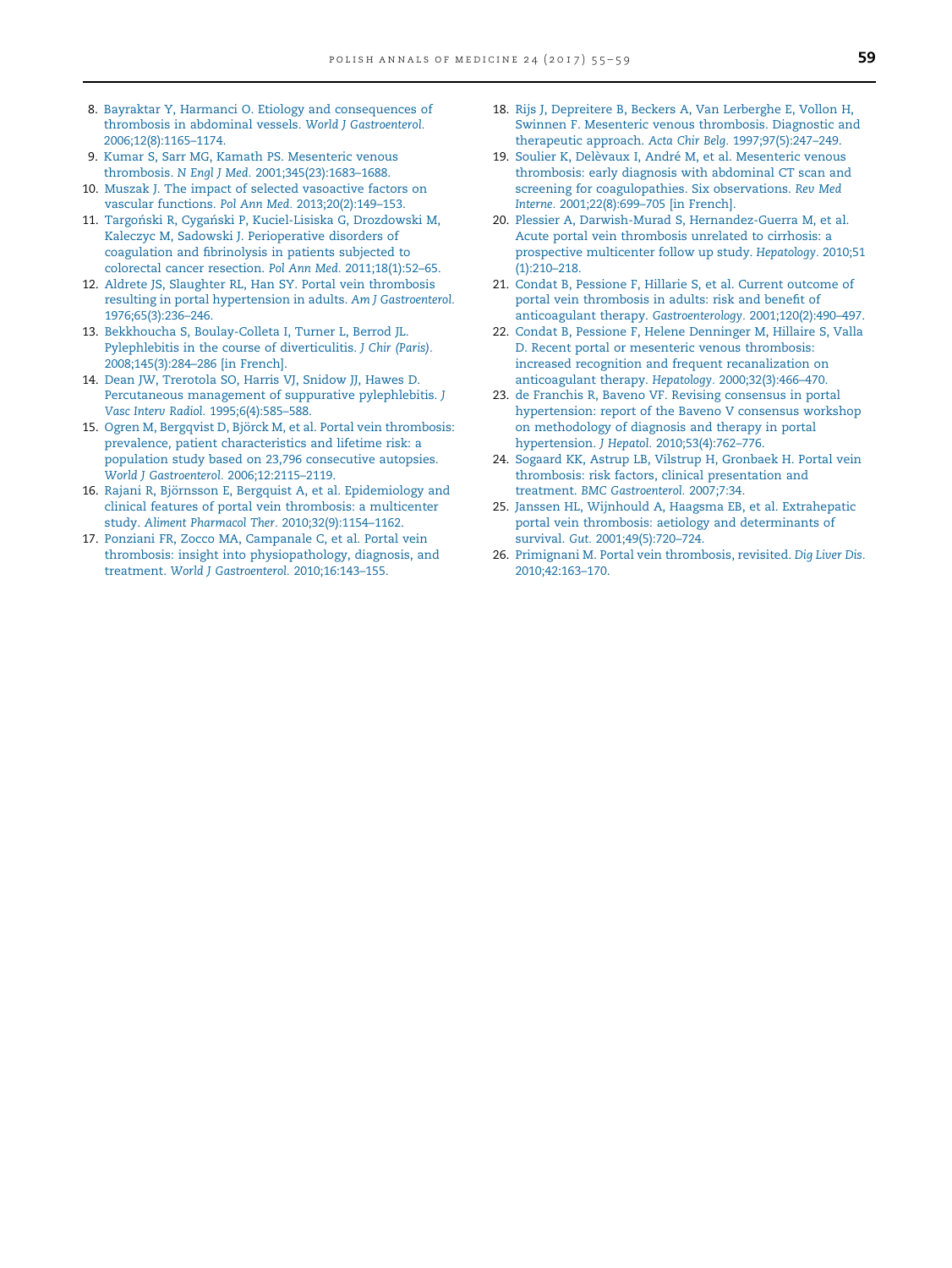8. Bayraktar Y, Harmanci O. Etiology and consequences of thrombosis in abdominal vessels. *World J Gastroenterol.* 2006;12(8):1165–1174.
9. Kumar S, Sarr MG, Kamath PS. Mesenteric venous thrombosis. *N Engl J Med.* 2001;345(23):1683–1688.
10. Muszak J. The impact of selected vasoactive factors on vascular functions. *Pol Ann Med.* 2013;20(2):149–153.
11. Targoński R, Cygański P, Kuciel-Lisiska G, Drozdowski M, Kaleczyc M, Sadowski J. Perioperative disorders of coagulation and fibrinolysis in patients subjected to colorectal cancer resection. *Pol Ann Med.* 2011;18(1):52–65.
12. Aldrete JS, Slaughter RL, Han SY. Portal vein thrombosis resulting in portal hypertension in adults. *Am J Gastroenterol.* 1976;65(3):236–246.
13. Bekkhoucha S, Boulay-Colleta I, Turner L, Berrod JL. Pylephlebitis in the course of diverticulitis. *J Chir (Paris).* 2008;145(3):284–286 [in French].
14. Dean JW, Trerotola SO, Harris VJ, Snidow JJ, Hawes D. Percutaneous management of suppurative pylephlebitis. *J Vasc Interv Radiol.* 1995;6(4):585–588.
15. Ogren M, Bergqvist D, Björck M, et al. Portal vein thrombosis: prevalence, patient characteristics and lifetime risk: a population study based on 23,796 consecutive autopsies. *World J Gastroenterol.* 2006;12:2115–2119.
16. Rajani R, Björnsson E, Bergquist A, et al. Epidemiology and clinical features of portal vein thrombosis: a multicenter study. *Aliment Pharmacol Ther.* 2010;32(9):1154–1162.
17. Ponziani FR, Zocco MA, Campanale C, et al. Portal vein thrombosis: insight into physiopathology, diagnosis, and treatment. *World J Gastroenterol.* 2010;16:143–155.
18. Rijs J, Depreitere B, Beckers A, Van Lerberghe E, Vollon H, Swinnen F. Mesenteric venous thrombosis. Diagnostic and therapeutic approach. *Acta Chir Belg.* 1997;97(5):247–249.
19. Soulier K, Delèvaux I, André M, et al. Mesenteric venous thrombosis: early diagnosis with abdominal CT scan and screening for coagulopathies. Six observations. *Rev Med Interne.* 2001;22(8):699–705 [in French].
20. Plessier A, Darwish-Murad S, Hernandez-Guerra M, et al. Acute portal vein thrombosis unrelated to cirrhosis: a prospective multicenter follow up study. *Hepatology.* 2010;51(1):210–218.
21. Condat B, Pessione F, Hillarie S, et al. Current outcome of portal vein thrombosis in adults: risk and benefit of anticoagulant therapy. *Gastroenterology.* 2001;120(2):490–497.
22. Condat B, Pessione F, Helene Denninger M, Hillaire S, Valla D. Recent portal or mesenteric venous thrombosis: increased recognition and frequent recanalization on anticoagulant therapy. *Hepatology.* 2000;32(3):466–470.
23. de Franchis R, Baveno VF. Revising consensus in portal hypertension: report of the Baveno V consensus workshop on methodology of diagnosis and therapy in portal hypertension. *J Hepatol.* 2010;53(4):762–776.
24. Sogaard KK, Astrup LB, Vilstrup H, Gronbaek H. Portal vein thrombosis: risk factors, clinical presentation and treatment. *BMC Gastroenterol.* 2007;7:34.
25. Janssen HL, Wijnhould A, Haagsma EB, et al. Extrahepatic portal vein thrombosis: aetiology and determinants of survival. *Gut.* 2001;49(5):720–724.
26. Primignani M. Portal vein thrombosis, revisited. *Dig Liver Dis.* 2010;42:163–170.